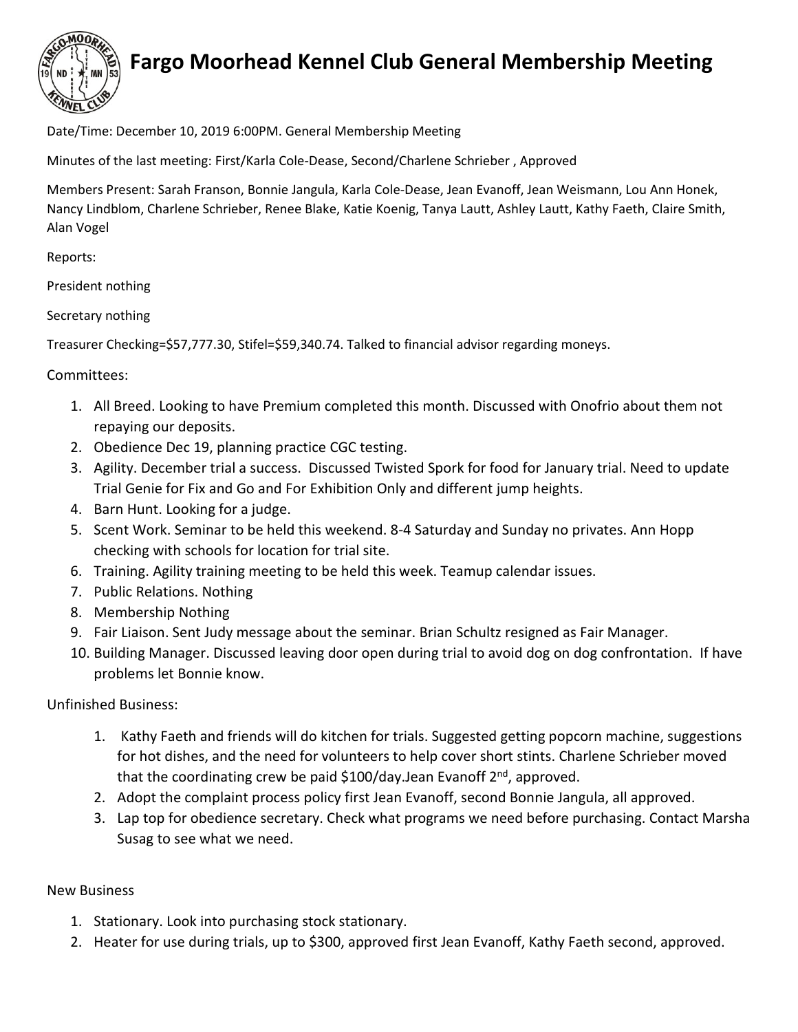# Fargo Moorhead Kennel Club General Membership Meeting

Date/Time: December 10, 2019 6:00PM. General Membership Meeting

Minutes of the last meeting: First/Karla Cole-Dease, Second/Charlene Schrieber , Approved

Members Present: Sarah Franson, Bonnie Jangula, Karla Cole-Dease, Jean Evanoff, Jean Weismann, Lou Ann Honek, Nancy Lindblom, Charlene Schrieber, Renee Blake, Katie Koenig, Tanya Lautt, Ashley Lautt, Kathy Faeth, Claire Smith, Alan Vogel

Reports:

President nothing

Secretary nothing

Treasurer Checking=$57,777.30, Stifel=$59,340.74. Talked to financial advisor regarding moneys.

Committees:

1. All Breed. Looking to have Premium completed this month. Discussed with Onofrio about them not repaying our deposits.
2. Obedience Dec 19, planning practice CGC testing.
3. Agility. December trial a success. Discussed Twisted Spork for food for January trial. Need to update Trial Genie for Fix and Go and For Exhibition Only and different jump heights.
4. Barn Hunt. Looking for a judge.
5. Scent Work. Seminar to be held this weekend. 8-4 Saturday and Sunday no privates. Ann Hopp checking with schools for location for trial site.
6. Training. Agility training meeting to be held this week. Teamup calendar issues.
7. Public Relations. Nothing
8. Membership Nothing
9. Fair Liaison. Sent Judy message about the seminar. Brian Schultz resigned as Fair Manager.
10. Building Manager. Discussed leaving door open during trial to avoid dog on dog confrontation. If have problems let Bonnie know.

Unfinished Business:

1. Kathy Faeth and friends will do kitchen for trials. Suggested getting popcorn machine, suggestions for hot dishes, and the need for volunteers to help cover short stints. Charlene Schrieber moved that the coordinating crew be paid $100/day.Jean Evanoff 2nd, approved.
2. Adopt the complaint process policy first Jean Evanoff, second Bonnie Jangula, all approved.
3. Lap top for obedience secretary. Check what programs we need before purchasing. Contact Marsha Susag to see what we need.

New Business

1. Stationary. Look into purchasing stock stationary.
2. Heater for use during trials, up to $300, approved first Jean Evanoff, Kathy Faeth second, approved.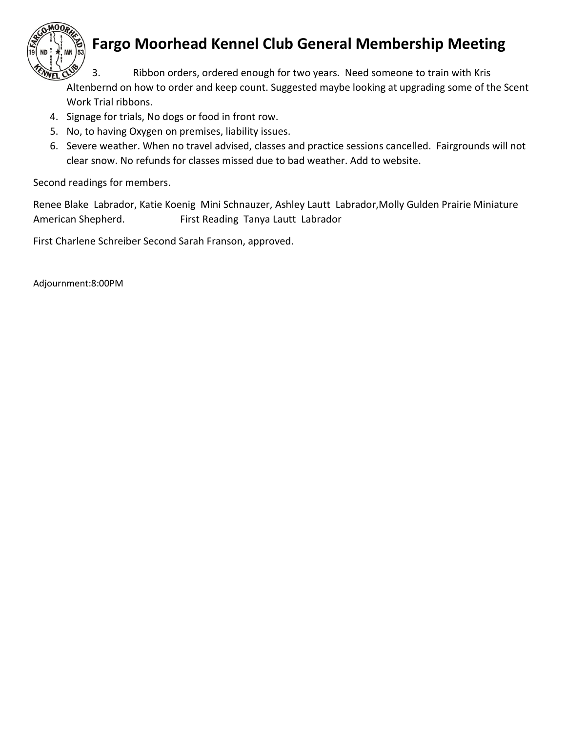# Fargo Moorhead Kennel Club General Membership Meeting

3. Ribbon orders, ordered enough for two years. Need someone to train with Kris Altenbernd on how to order and keep count. Suggested maybe looking at upgrading some of the Scent Work Trial ribbons.
4. Signage for trials, No dogs or food in front row.
5. No, to having Oxygen on premises, liability issues.
6. Severe weather. When no travel advised, classes and practice sessions cancelled. Fairgrounds will not clear snow. No refunds for classes missed due to bad weather. Add to website.

Second readings for members.

Renee Blake Labrador, Katie Koenig Mini Schnauzer, Ashley Lautt Labrador,Molly Gulden Prairie Miniature American Shepherd. First Reading Tanya Lautt Labrador

First Charlene Schreiber Second Sarah Franson, approved.

Adjournment:8:00PM